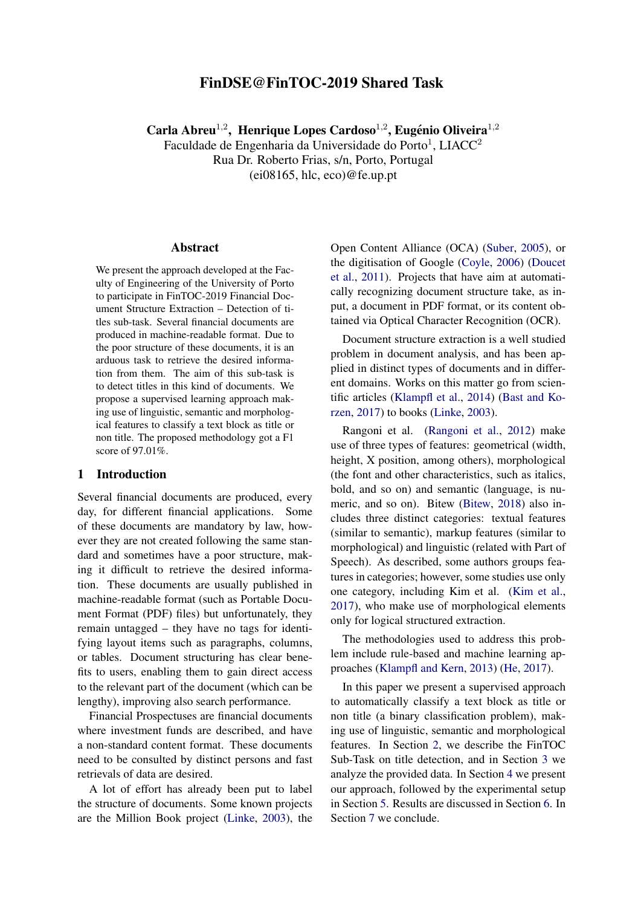# FinDSE@FinTOC-2019 Shared Task

**Carla Abreu**[1,2], **Henrique Lopes Cardoso**[1,2], **Eugénio Oliveira**[1,2]
Faculdade de Engenharia da Universidade do Porto[1], LIACC[2]
Rua Dr. Roberto Frias, s/n, Porto, Portugal
(ei08165, hlc, eco)@fe.up.pt

## Abstract

We present the approach developed at the Faculty of Engineering of the University of Porto to participate in FinTOC-2019 Financial Document Structure Extraction – Detection of titles sub-task. Several financial documents are produced in machine-readable format. Due to the poor structure of these documents, it is an arduous task to retrieve the desired information from them. The aim of this sub-task is to detect titles in this kind of documents. We propose a supervised learning approach making use of linguistic, semantic and morphological features to classify a text block as title or non title. The proposed methodology got a F1 score of 97.01%.

## 1 Introduction

Several financial documents are produced, every day, for different financial applications. Some of these documents are mandatory by law, however they are not created following the same standard and sometimes have a poor structure, making it difficult to retrieve the desired information. These documents are usually published in machine-readable format (such as Portable Document Format (PDF) files) but unfortunately, they remain untagged – they have no tags for identifying layout items such as paragraphs, columns, or tables. Document structuring has clear benefits to users, enabling them to gain direct access to the relevant part of the document (which can be lengthy), improving also search performance.

Financial Prospectuses are financial documents where investment funds are described, and have a non-standard content format. These documents need to be consulted by distinct persons and fast retrievals of data are desired.

A lot of effort has already been put to label the structure of documents. Some known projects are the Million Book project (Linke, 2003), the Open Content Alliance (OCA) (Suber, 2005), or the digitisation of Google (Coyle, 2006) (Doucet et al., 2011). Projects that have aim at automatically recognizing document structure take, as input, a document in PDF format, or its content obtained via Optical Character Recognition (OCR).

Document structure extraction is a well studied problem in document analysis, and has been applied in distinct types of documents and in different domains. Works on this matter go from scientific articles (Klampfl et al., 2014) (Bast and Korzen, 2017) to books (Linke, 2003).

Rangoni et al. (Rangoni et al., 2012) make use of three types of features: geometrical (width, height, X position, among others), morphological (the font and other characteristics, such as italics, bold, and so on) and semantic (language, is numeric, and so on). Bitew (Bitew, 2018) also includes three distinct categories: textual features (similar to semantic), markup features (similar to morphological) and linguistic (related with Part of Speech). As described, some authors groups features in categories; however, some studies use only one category, including Kim et al. (Kim et al., 2017), who make use of morphological elements only for logical structured extraction.

The methodologies used to address this problem include rule-based and machine learning approaches (Klampfl and Kern, 2013) (He, 2017).

In this paper we present a supervised approach to automatically classify a text block as title or non title (a binary classification problem), making use of linguistic, semantic and morphological features. In Section 2, we describe the FinTOC Sub-Task on title detection, and in Section 3 we analyze the provided data. In Section 4 we present our approach, followed by the experimental setup in Section 5. Results are discussed in Section 6. In Section 7 we conclude.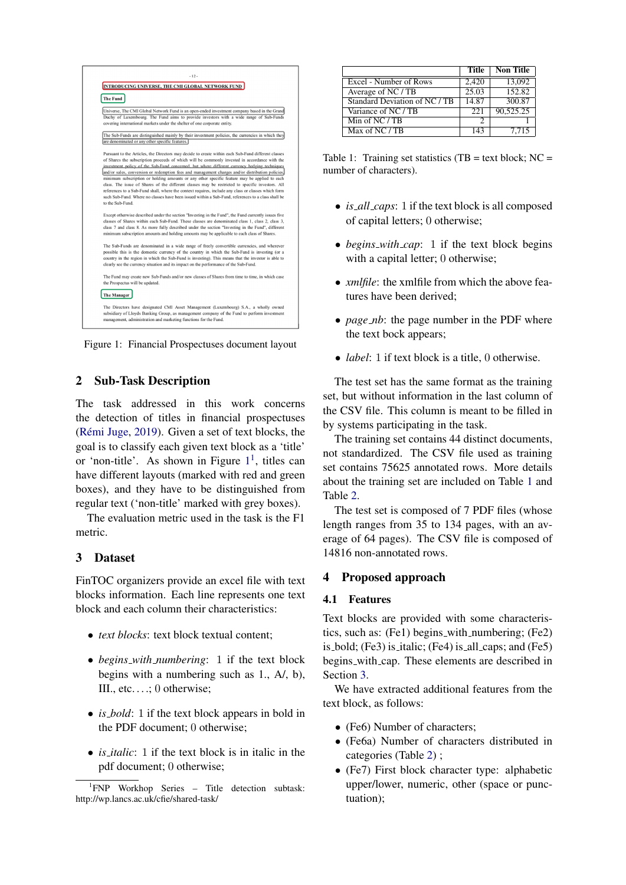Figure 1: Financial Prospectuses document layout

## 2 Sub-Task Description

The task addressed in this work concerns the detection of titles in financial prospectuses (Rémi Juge, 2019). Given a set of text blocks, the goal is to classify each given text block as a 'title' or 'non-title'. As shown in Figure 1[1], titles can have different layouts (marked with red and green boxes), and they have to be distinguished from regular text ('non-title' marked with grey boxes).

The evaluation metric used in the task is the F1 metric.

## 3 Dataset

FinTOC organizers provide an excel file with text blocks information. Each line represents one text block and each column their characteristics:

- *text blocks*: text block textual content;
- *begins_with_numbering*: 1 if the text block begins with a numbering such as 1., A/, b), III., etc. . . .; 0 otherwise;
- *is_bold*: 1 if the text block appears in bold in the PDF document; 0 otherwise;
- *is_italic*: 1 if the text block is in italic in the pdf document; 0 otherwise;
- *is_all_caps*: 1 if the text block is all composed of capital letters; 0 otherwise;
- *begins_with_cap*: 1 if the text block begins with a capital letter; 0 otherwise;
- *xmlfile*: the xmlfile from which the above features have been derived;
- *page_nb*: the page number in the PDF where the text bock appears;
- *label*: 1 if text block is a title, 0 otherwise.

| | Title | Non Title |
|---|---|---|
| Excel - Number of Rows | 2,420 | 13,092 |
| Average of NC / TB | 25.03 | 152.82 |
| Standard Deviation of NC / TB | 14.87 | 300.87 |
| Variance of NC / TB | 221 | 90,525.25 |
| Min of NC / TB | 2 | 1 |
| Max of NC / TB | 143 | 7,715 |

Table 1: Training set statistics (TB = text block; NC = number of characters).

The test set has the same format as the training set, but without information in the last column of the CSV file. This column is meant to be filled in by systems participating in the task.

The training set contains 44 distinct documents, not standardized. The CSV file used as training set contains 75625 annotated rows. More details about the training set are included on Table 1 and Table 2.

The test set is composed of 7 PDF files (whose length ranges from 35 to 134 pages, with an average of 64 pages). The CSV file is composed of 14816 non-annotated rows.

## 4 Proposed approach

### 4.1 Features

Text blocks are provided with some characteristics, such as: (Fe1) begins_with_numbering; (Fe2) is_bold; (Fe3) is_italic; (Fe4) is_all_caps; and (Fe5) begins_with_cap. These elements are described in Section 3.

We have extracted additional features from the text block, as follows:

- (Fe6) Number of characters;
- (Fe6a) Number of characters distributed in categories (Table 2) ;
- (Fe7) First block character type: alphabetic upper/lower, numeric, other (space or punctuation);

[1] FNP Workhop Series – Title detection subtask: http://wp.lancs.ac.uk/cfie/shared-task/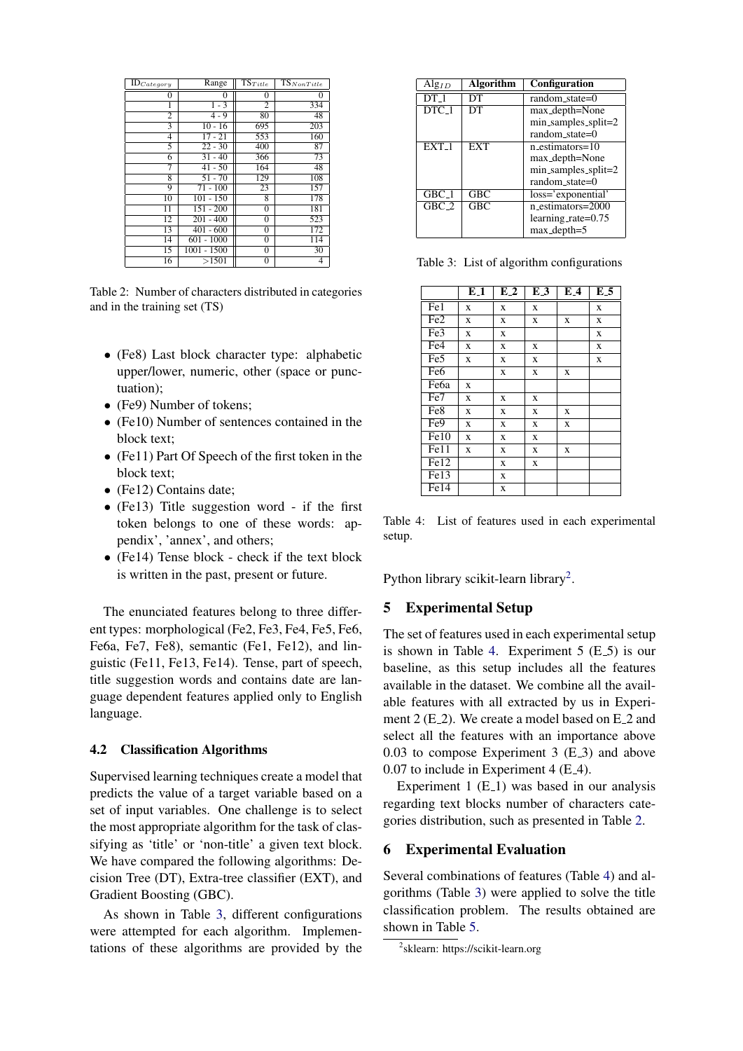| $ID_{Category}$ | Range | $TS_{Title}$ | $TS_{NonTitle}$ |
|---|---|---|---|
| 0 | 0 | 0 | 0 |
| 1 | 1 - 3 | 2 | 334 |
| 2 | 4 - 9 | 80 | 48 |
| 3 | 10 - 16 | 695 | 203 |
| 4 | 17 - 21 | 553 | 160 |
| 5 | 22 - 30 | 400 | 87 |
| 6 | 31 - 40 | 366 | 73 |
| 7 | 41 - 50 | 164 | 48 |
| 8 | 51 - 70 | 129 | 108 |
| 9 | 71 - 100 | 23 | 157 |
| 10 | 101 - 150 | 8 | 178 |
| 11 | 151 - 200 | 0 | 181 |
| 12 | 201 - 400 | 0 | 523 |
| 13 | 401 - 600 | 0 | 172 |
| 14 | 601 - 1000 | 0 | 114 |
| 15 | 1001 - 1500 | 0 | 30 |
| 16 | >1501 | 0 | 4 |

Table 2: Number of characters distributed in categories and in the training set (TS)

- (Fe8) Last block character type: alphabetic upper/lower, numeric, other (space or punctuation);
- (Fe9) Number of tokens;
- (Fe10) Number of sentences contained in the block text;
- (Fe11) Part Of Speech of the first token in the block text;
- (Fe12) Contains date;
- (Fe13) Title suggestion word - if the first token belongs to one of these words: appendix', 'annex', and others;
- (Fe14) Tense block - check if the text block is written in the past, present or future.

The enunciated features belong to three different types: morphological (Fe2, Fe3, Fe4, Fe5, Fe6, Fe6a, Fe7, Fe8), semantic (Fe1, Fe12), and linguistic (Fe11, Fe13, Fe14). Tense, part of speech, title suggestion words and contains date are language dependent features applied only to English language.

### 4.2 Classification Algorithms

Supervised learning techniques create a model that predicts the value of a target variable based on a set of input variables. One challenge is to select the most appropriate algorithm for the task of classifying as 'title' or 'non-title' a given text block. We have compared the following algorithms: Decision Tree (DT), Extra-tree classifier (EXT), and Gradient Boosting (GBC).

As shown in Table 3, different configurations were attempted for each algorithm. Implementations of these algorithms are provided by the Python library scikit-learn library[2].

| $Alg_{ID}$ | Algorithm | Configuration |
|---|---|---|
| DT_1 | DT | random_state=0 |
| DTC_1 | DT | max_depth=None<br>min_samples_split=2<br>random_state=0 |
| EXT_1 | EXT | n_estimators=10<br>max_depth=None<br>min_samples_split=2<br>random_state=0 |
| GBC_1 | GBC | loss='exponential' |
| GBC_2 | GBC | n_estimators=2000<br>learning_rate=0.75<br>max_depth=5 |

Table 3: List of algorithm configurations

| | E_1 | E_2 | E_3 | E_4 | E_5 |
|---|---|---|---|---|---|
| Fe1 | x | x | x | | x |
| Fe2 | x | x | x | x | x |
| Fe3 | x | x | | | x |
| Fe4 | x | x | x | | x |
| Fe5 | x | x | x | | x |
| Fe6 | | x | x | x | |
| Fe6a | x | | | | |
| Fe7 | x | x | x | | |
| Fe8 | x | x | x | x | |
| Fe9 | x | x | x | x | |
| Fe10 | x | x | x | | |
| Fe11 | x | x | x | x | |
| Fe12 | | x | x | | |
| Fe13 | | x | | | |
| Fe14 | | x | | | |

Table 4: List of features used in each experimental setup.

## 5 Experimental Setup

The set of features used in each experimental setup is shown in Table 4. Experiment 5 (E_5) is our baseline, as this setup includes all the features available in the dataset. We combine all the available features with all extracted by us in Experiment 2 (E_2). We create a model based on E_2 and select all the features with an importance above 0.03 to compose Experiment 3 (E_3) and above 0.07 to include in Experiment 4 (E_4).

Experiment 1 (E_1) was based in our analysis regarding text blocks number of characters categories distribution, such as presented in Table 2.

## 6 Experimental Evaluation

Several combinations of features (Table 4) and algorithms (Table 3) were applied to solve the title classification problem. The results obtained are shown in Table 5.

[2] sklearn: https://scikit-learn.org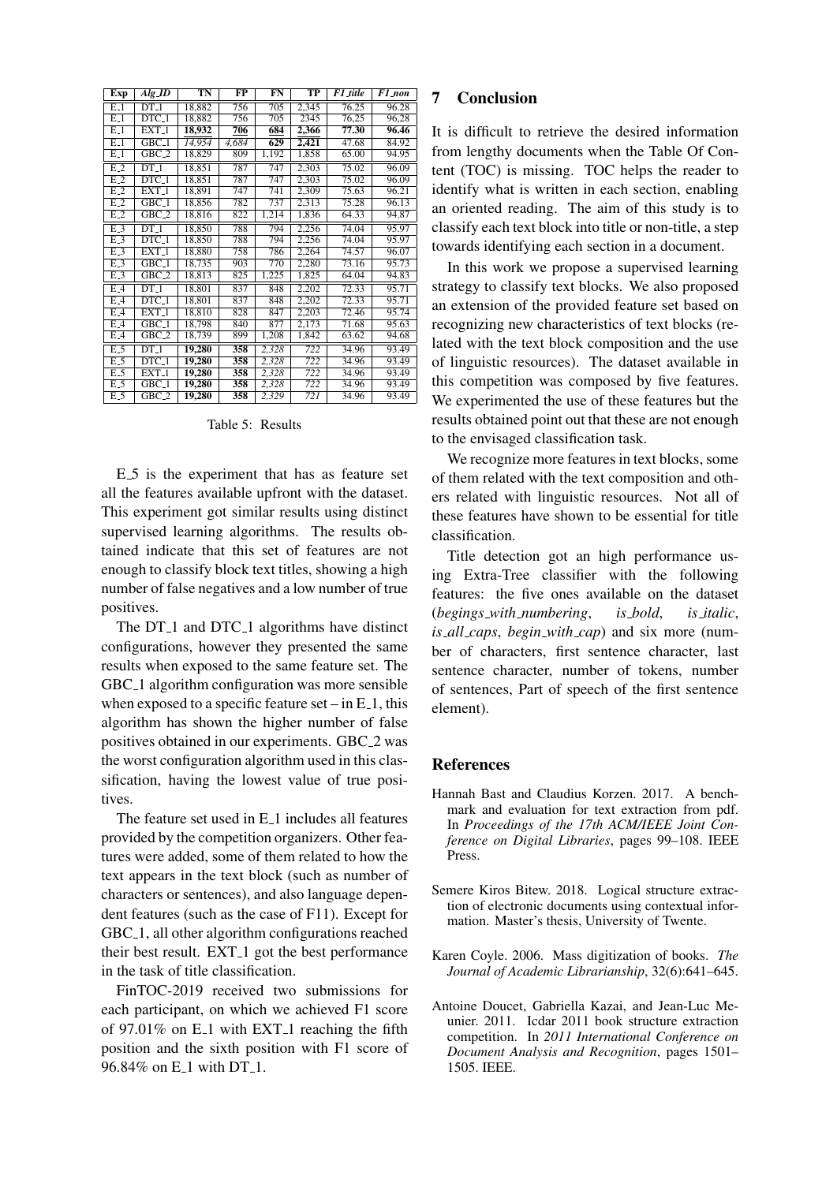| Exp | Alg_ID | TN | FP | FN | TP | *F1_title* | *F1_non* |
|---|---|---|---|---|---|---|---|
| E_1 | DT_1 | 18,882 | 756 | 705 | 2,345 | 76.25 | 96.28 |
| E_1 | DTC_1 | 18,882 | 756 | 705 | 2345 | 76.25 | 96.28 |
| E_1 | EXT_1 | **18,932** | **706** | **684** | **2,366** | **77.30** | **96.46** |
| E_1 | GBC_1 | *14,954* | *4,684* | **629** | **2,421** | 47.68 | 84.92 |
| E_1 | GBC_2 | 18,829 | 809 | 1,192 | 1,858 | 65.00 | 94.95 |
| E_2 | DT_1 | 18,851 | 787 | 747 | 2,303 | 75.02 | 96.09 |
| E_2 | DTC_1 | 18,851 | 787 | 747 | 2,303 | 75.02 | 96.09 |
| E_2 | EXT_1 | 18,891 | 747 | 741 | 2,309 | 75.63 | 96.21 |
| E_2 | GBC_1 | 18,856 | 782 | 737 | 2,313 | 75.28 | 96.13 |
| E_2 | GBC_2 | 18,816 | 822 | 1,214 | 1,836 | 64.33 | 94.87 |
| E_3 | DT_1 | 18,850 | 788 | 794 | 2,256 | 74.04 | 95.97 |
| E_3 | DTC_1 | 18,850 | 788 | 794 | 2,256 | 74.04 | 95.97 |
| E_3 | EXT_1 | 18,880 | 758 | 786 | 2,264 | 74.57 | 96.07 |
| E_3 | GBC_1 | 18,735 | 903 | 770 | 2,280 | 73.16 | 95.73 |
| E_3 | GBC_2 | 18,813 | 825 | 1,225 | 1,825 | 64.04 | 94.83 |
| E_4 | DT_1 | 18,801 | 837 | 848 | 2,202 | 72.33 | 95.71 |
| E_4 | DTC_1 | 18,801 | 837 | 848 | 2,202 | 72.33 | 95.71 |
| E_4 | EXT_1 | 18,810 | 828 | 847 | 2,203 | 72.46 | 95.74 |
| E_4 | GBC_1 | 18,798 | 840 | 877 | 2,173 | 71.68 | 95.63 |
| E_4 | GBC_2 | 18,739 | 899 | 1,208 | 1,842 | 63.62 | 94.68 |
| E_5 | DT_1 | **19,280** | **358** | *2,328* | *722* | 34.96 | 93.49 |
| E_5 | DTC_1 | **19,280** | **358** | *2,328* | *722* | 34.96 | 93.49 |
| E_5 | EXT_1 | **19,280** | **358** | *2,328* | *722* | 34.96 | 93.49 |
| E_5 | GBC_1 | **19,280** | **358** | *2,328* | *722* | 34.96 | 93.49 |
| E_5 | GBC_2 | **19,280** | **358** | *2,329* | *721* | 34.96 | 93.49 |

Table 5: Results

E_5 is the experiment that has as feature set all the features available upfront with the dataset. This experiment got similar results using distinct supervised learning algorithms. The results obtained indicate that this set of features are not enough to classify block text titles, showing a high number of false negatives and a low number of true positives.

The DT_1 and DTC_1 algorithms have distinct configurations, however they presented the same results when exposed to the same feature set. The GBC_1 algorithm configuration was more sensible when exposed to a specific feature set – in E_1, this algorithm has shown the higher number of false positives obtained in our experiments. GBC_2 was the worst configuration algorithm used in this classification, having the lowest value of true positives.

The feature set used in E_1 includes all features provided by the competition organizers. Other features were added, some of them related to how the text appears in the text block (such as number of characters or sentences), and also language dependent features (such as the case of F11). Except for GBC_1, all other algorithm configurations reached their best result. EXT_1 got the best performance in the task of title classification.

FinTOC-2019 received two submissions for each participant, on which we achieved F1 score of 97.01% on E_1 with EXT_1 reaching the fifth position and the sixth position with F1 score of 96.84% on E_1 with DT_1.

## 7 Conclusion

It is difficult to retrieve the desired information from lengthy documents when the Table Of Content (TOC) is missing. TOC helps the reader to identify what is written in each section, enabling an oriented reading. The aim of this study is to classify each text block into title or non-title, a step towards identifying each section in a document.

In this work we propose a supervised learning strategy to classify text blocks. We also proposed an extension of the provided feature set based on recognizing new characteristics of text blocks (related with the text block composition and the use of linguistic resources). The dataset available in this competition was composed by five features. We experimented the use of these features but the results obtained point out that these are not enough to the envisaged classification task.

We recognize more features in text blocks, some of them related with the text composition and others related with linguistic resources. Not all of these features have shown to be essential for title classification.

Title detection got an high performance using Extra-Tree classifier with the following features: the five ones available on the dataset (*begings_with_numbering*, *is_bold*, *is_italic*, *is_all_caps*, *begin_with_cap*) and six more (number of characters, first sentence character, last sentence character, number of tokens, number of sentences, Part of speech of the first sentence element).

## References

Hannah Bast and Claudius Korzen. 2017. A benchmark and evaluation for text extraction from pdf. In *Proceedings of the 17th ACM/IEEE Joint Conference on Digital Libraries*, pages 99–108. IEEE Press.

Semere Kiros Bitew. 2018. Logical structure extraction of electronic documents using contextual information. Master's thesis, University of Twente.

Karen Coyle. 2006. Mass digitization of books. *The Journal of Academic Librarianship*, 32(6):641–645.

Antoine Doucet, Gabriella Kazai, and Jean-Luc Meunier. 2011. Icdar 2011 book structure extraction competition. In *2011 International Conference on Document Analysis and Recognition*, pages 1501–1505. IEEE.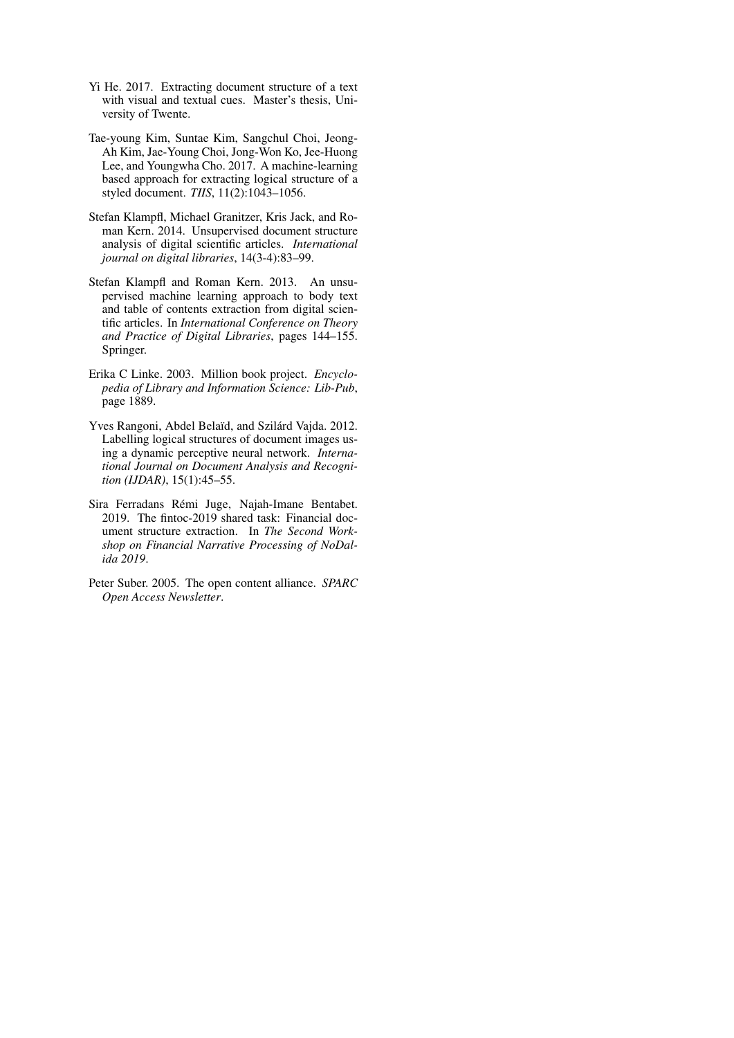Yi He. 2017. Extracting document structure of a text with visual and textual cues. Master's thesis, University of Twente.

Tae-young Kim, Suntae Kim, Sangchul Choi, Jeong-Ah Kim, Jae-Young Choi, Jong-Won Ko, Jee-Huong Lee, and Youngwha Cho. 2017. A machine-learning based approach for extracting logical structure of a styled document. *TIIS*, 11(2):1043–1056.

Stefan Klampfl, Michael Granitzer, Kris Jack, and Roman Kern. 2014. Unsupervised document structure analysis of digital scientific articles. *International journal on digital libraries*, 14(3-4):83–99.

Stefan Klampfl and Roman Kern. 2013. An unsupervised machine learning approach to body text and table of contents extraction from digital scientific articles. In *International Conference on Theory and Practice of Digital Libraries*, pages 144–155. Springer.

Erika C Linke. 2003. Million book project. *Encyclopedia of Library and Information Science: Lib-Pub*, page 1889.

Yves Rangoni, Abdel Belaïd, and Szilárd Vajda. 2012. Labelling logical structures of document images using a dynamic perceptive neural network. *International Journal on Document Analysis and Recognition (IJDAR)*, 15(1):45–55.

Sira Ferradans Rémi Juge, Najah-Imane Bentabet. 2019. The fintoc-2019 shared task: Financial document structure extraction. In *The Second Workshop on Financial Narrative Processing of NoDalida 2019*.

Peter Suber. 2005. The open content alliance. *SPARC Open Access Newsletter*.